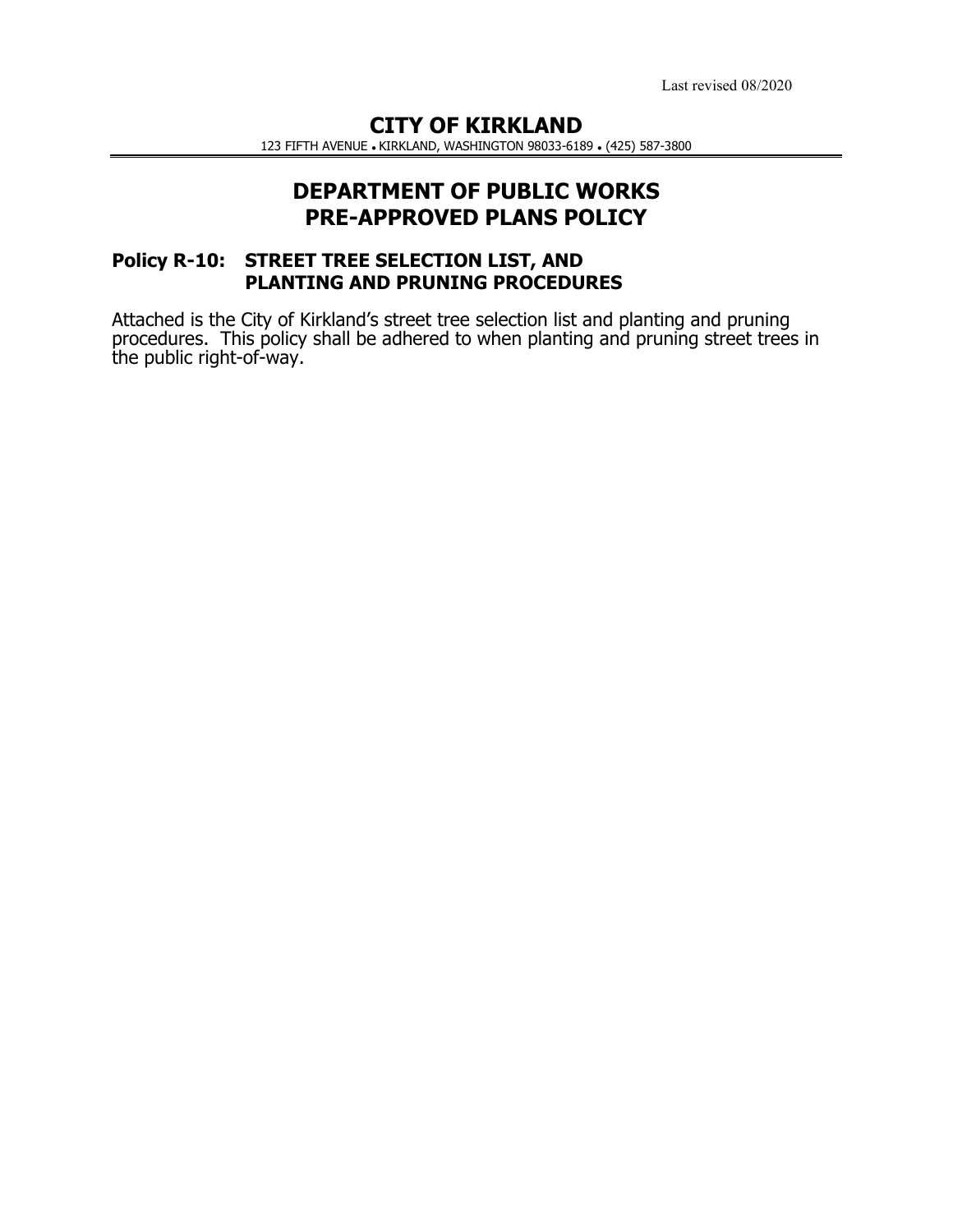Last revised 08/2020

# CITY OF KIRKLAND

123 FIFTH AVENUE • KIRKLAND, WASHINGTON 98033-6189 • (425) 587-3800

## DEPARTMENT OF PUBLIC WORKS
## PRE-APPROVED PLANS POLICY

### Policy R-10: STREET TREE SELECTION LIST, AND PLANTING AND PRUNING PROCEDURES

Attached is the City of Kirkland's street tree selection list and planting and pruning procedures. This policy shall be adhered to when planting and pruning street trees in the public right-of-way.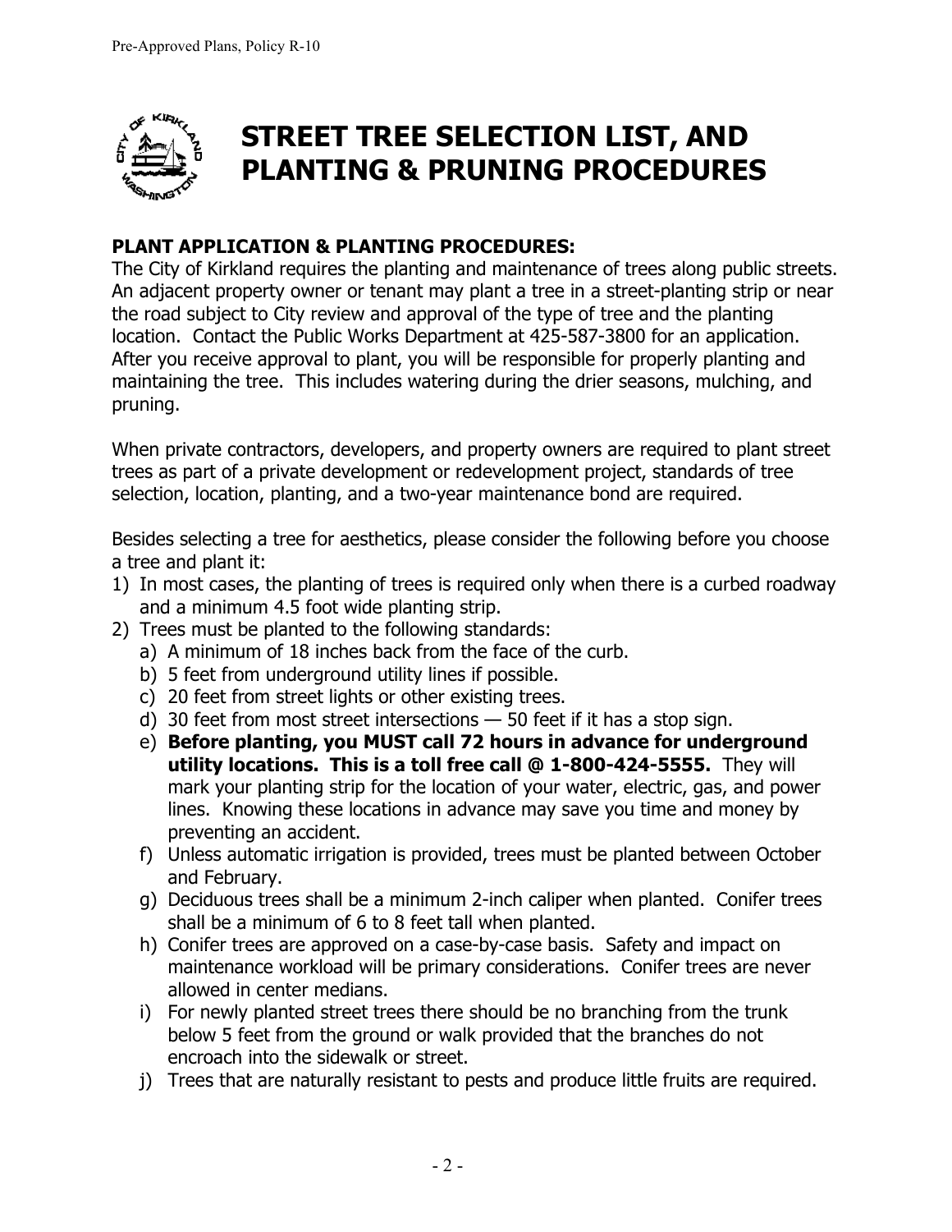# STREET TREE SELECTION LIST, AND PLANTING & PRUNING PROCEDURES

## PLANT APPLICATION & PLANTING PROCEDURES:

The City of Kirkland requires the planting and maintenance of trees along public streets. An adjacent property owner or tenant may plant a tree in a street-planting strip or near the road subject to City review and approval of the type of tree and the planting location. Contact the Public Works Department at 425-587-3800 for an application. After you receive approval to plant, you will be responsible for properly planting and maintaining the tree. This includes watering during the drier seasons, mulching, and pruning.

When private contractors, developers, and property owners are required to plant street trees as part of a private development or redevelopment project, standards of tree selection, location, planting, and a two-year maintenance bond are required.

Besides selecting a tree for aesthetics, please consider the following before you choose a tree and plant it:

1) In most cases, the planting of trees is required only when there is a curbed roadway and a minimum 4.5 foot wide planting strip.
2) Trees must be planted to the following standards:
   a) A minimum of 18 inches back from the face of the curb.
   b) 5 feet from underground utility lines if possible.
   c) 20 feet from street lights or other existing trees.
   d) 30 feet from most street intersections — 50 feet if it has a stop sign.
   e) **Before planting, you MUST call 72 hours in advance for underground utility locations. This is a toll free call @ 1-800-424-5555.** They will mark your planting strip for the location of your water, electric, gas, and power lines. Knowing these locations in advance may save you time and money by preventing an accident.
   f) Unless automatic irrigation is provided, trees must be planted between October and February.
   g) Deciduous trees shall be a minimum 2-inch caliper when planted. Conifer trees shall be a minimum of 6 to 8 feet tall when planted.
   h) Conifer trees are approved on a case-by-case basis. Safety and impact on maintenance workload will be primary considerations. Conifer trees are never allowed in center medians.
   i) For newly planted street trees there should be no branching from the trunk below 5 feet from the ground or walk provided that the branches do not encroach into the sidewalk or street.
   j) Trees that are naturally resistant to pests and produce little fruits are required.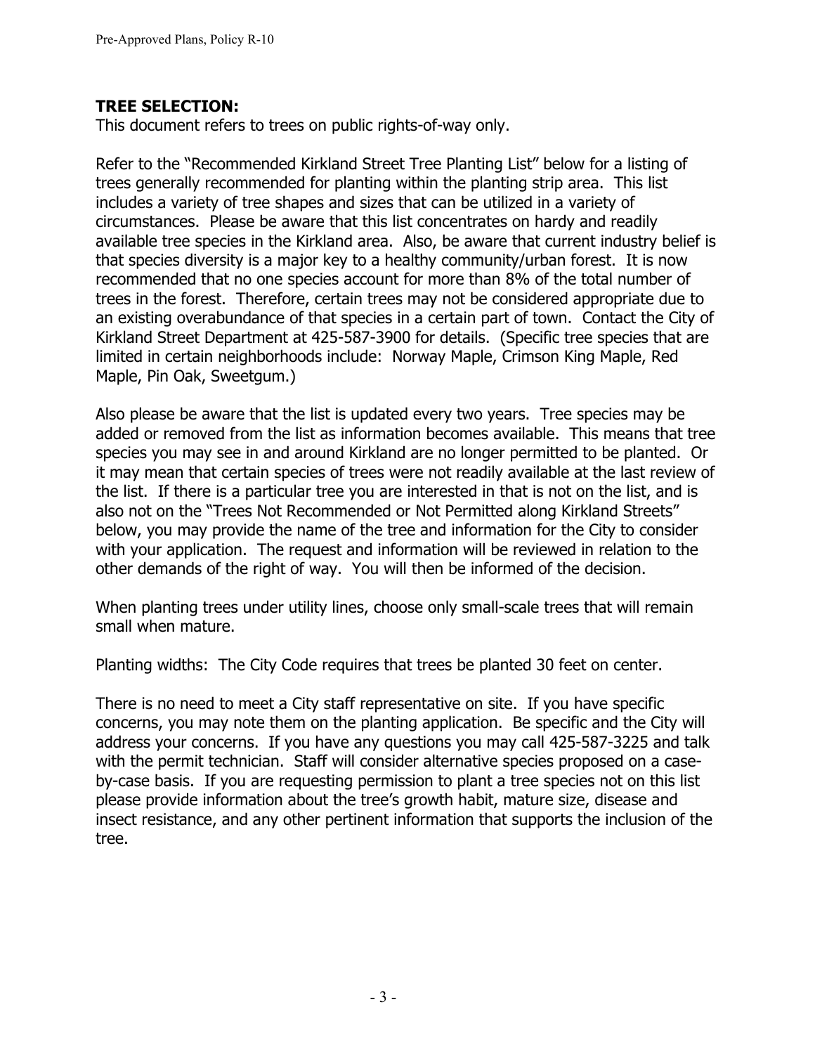## TREE SELECTION:

This document refers to trees on public rights-of-way only.

Refer to the "Recommended Kirkland Street Tree Planting List" below for a listing of trees generally recommended for planting within the planting strip area. This list includes a variety of tree shapes and sizes that can be utilized in a variety of circumstances. Please be aware that this list concentrates on hardy and readily available tree species in the Kirkland area. Also, be aware that current industry belief is that species diversity is a major key to a healthy community/urban forest. It is now recommended that no one species account for more than 8% of the total number of trees in the forest. Therefore, certain trees may not be considered appropriate due to an existing overabundance of that species in a certain part of town. Contact the City of Kirkland Street Department at 425-587-3900 for details. (Specific tree species that are limited in certain neighborhoods include: Norway Maple, Crimson King Maple, Red Maple, Pin Oak, Sweetgum.)

Also please be aware that the list is updated every two years. Tree species may be added or removed from the list as information becomes available. This means that tree species you may see in and around Kirkland are no longer permitted to be planted. Or it may mean that certain species of trees were not readily available at the last review of the list. If there is a particular tree you are interested in that is not on the list, and is also not on the "Trees Not Recommended or Not Permitted along Kirkland Streets" below, you may provide the name of the tree and information for the City to consider with your application. The request and information will be reviewed in relation to the other demands of the right of way. You will then be informed of the decision.

When planting trees under utility lines, choose only small-scale trees that will remain small when mature.

Planting widths: The City Code requires that trees be planted 30 feet on center.

There is no need to meet a City staff representative on site. If you have specific concerns, you may note them on the planting application. Be specific and the City will address your concerns. If you have any questions you may call 425-587-3225 and talk with the permit technician. Staff will consider alternative species proposed on a case-by-case basis. If you are requesting permission to plant a tree species not on this list please provide information about the tree's growth habit, mature size, disease and insect resistance, and any other pertinent information that supports the inclusion of the tree.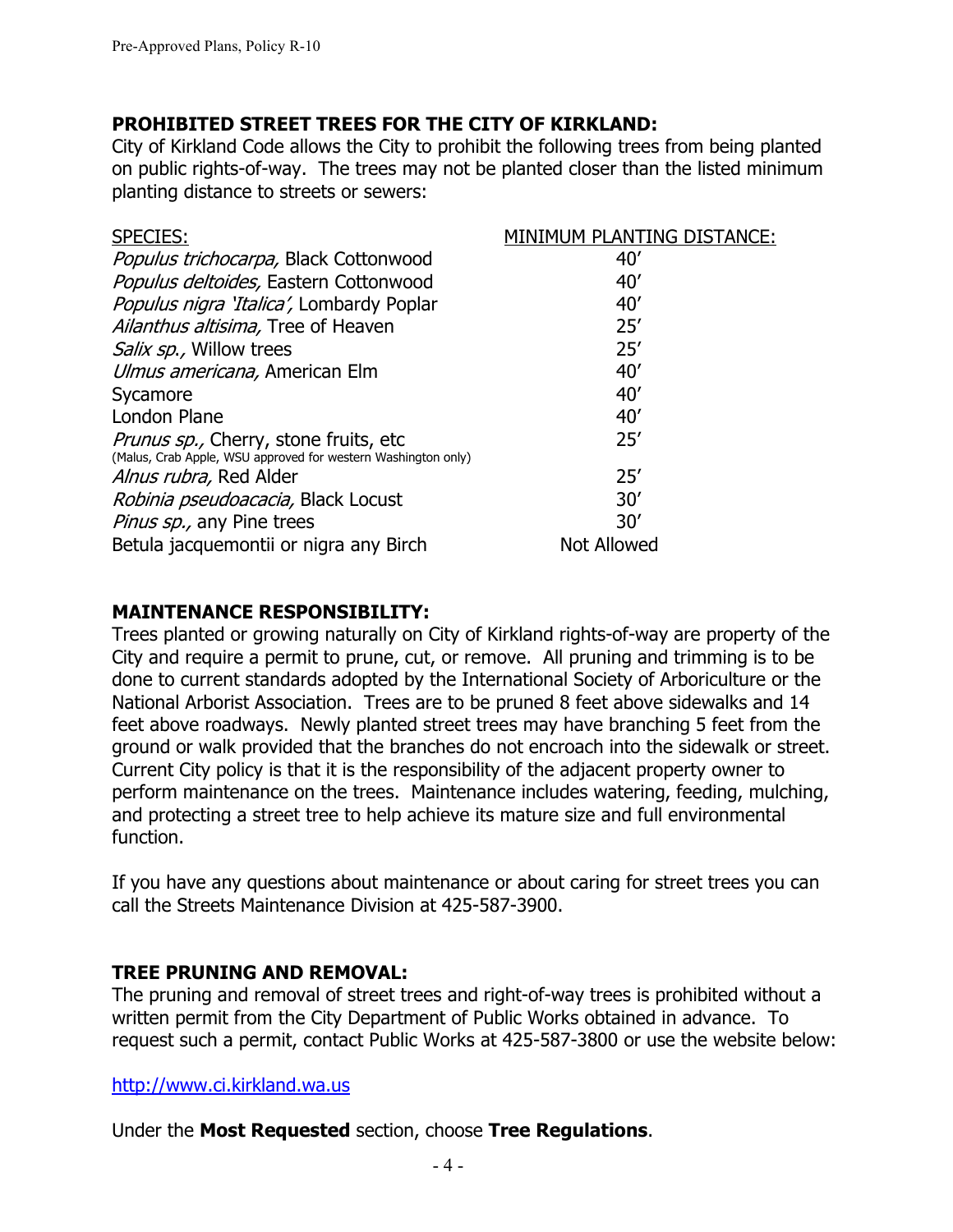## PROHIBITED STREET TREES FOR THE CITY OF KIRKLAND:

City of Kirkland Code allows the City to prohibit the following trees from being planted on public rights-of-way. The trees may not be planted closer than the listed minimum planting distance to streets or sewers:

| SPECIES: | MINIMUM PLANTING DISTANCE: |
|---|---|
| *Populus trichocarpa,* Black Cottonwood | 40′ |
| *Populus deltoides,* Eastern Cottonwood | 40′ |
| *Populus nigra 'Italica',* Lombardy Poplar | 40′ |
| *Ailanthus altisima,* Tree of Heaven | 25′ |
| *Salix sp.,* Willow trees | 25′ |
| *Ulmus americana,* American Elm | 40′ |
| Sycamore | 40′ |
| London Plane | 40′ |
| *Prunus sp.,* Cherry, stone fruits, etc (Malus, Crab Apple, WSU approved for western Washington only) | 25′ |
| *Alnus rubra,* Red Alder | 25′ |
| *Robinia pseudoacacia,* Black Locust | 30′ |
| *Pinus sp.,* any Pine trees | 30′ |
| Betula jacquemontii or nigra any Birch | Not Allowed |

## MAINTENANCE RESPONSIBILITY:

Trees planted or growing naturally on City of Kirkland rights-of-way are property of the City and require a permit to prune, cut, or remove. All pruning and trimming is to be done to current standards adopted by the International Society of Arboriculture or the National Arborist Association. Trees are to be pruned 8 feet above sidewalks and 14 feet above roadways. Newly planted street trees may have branching 5 feet from the ground or walk provided that the branches do not encroach into the sidewalk or street. Current City policy is that it is the responsibility of the adjacent property owner to perform maintenance on the trees. Maintenance includes watering, feeding, mulching, and protecting a street tree to help achieve its mature size and full environmental function.

If you have any questions about maintenance or about caring for street trees you can call the Streets Maintenance Division at 425-587-3900.

## TREE PRUNING AND REMOVAL:

The pruning and removal of street trees and right-of-way trees is prohibited without a written permit from the City Department of Public Works obtained in advance. To request such a permit, contact Public Works at 425-587-3800 or use the website below:

http://www.ci.kirkland.wa.us

Under the **Most Requested** section, choose **Tree Regulations**.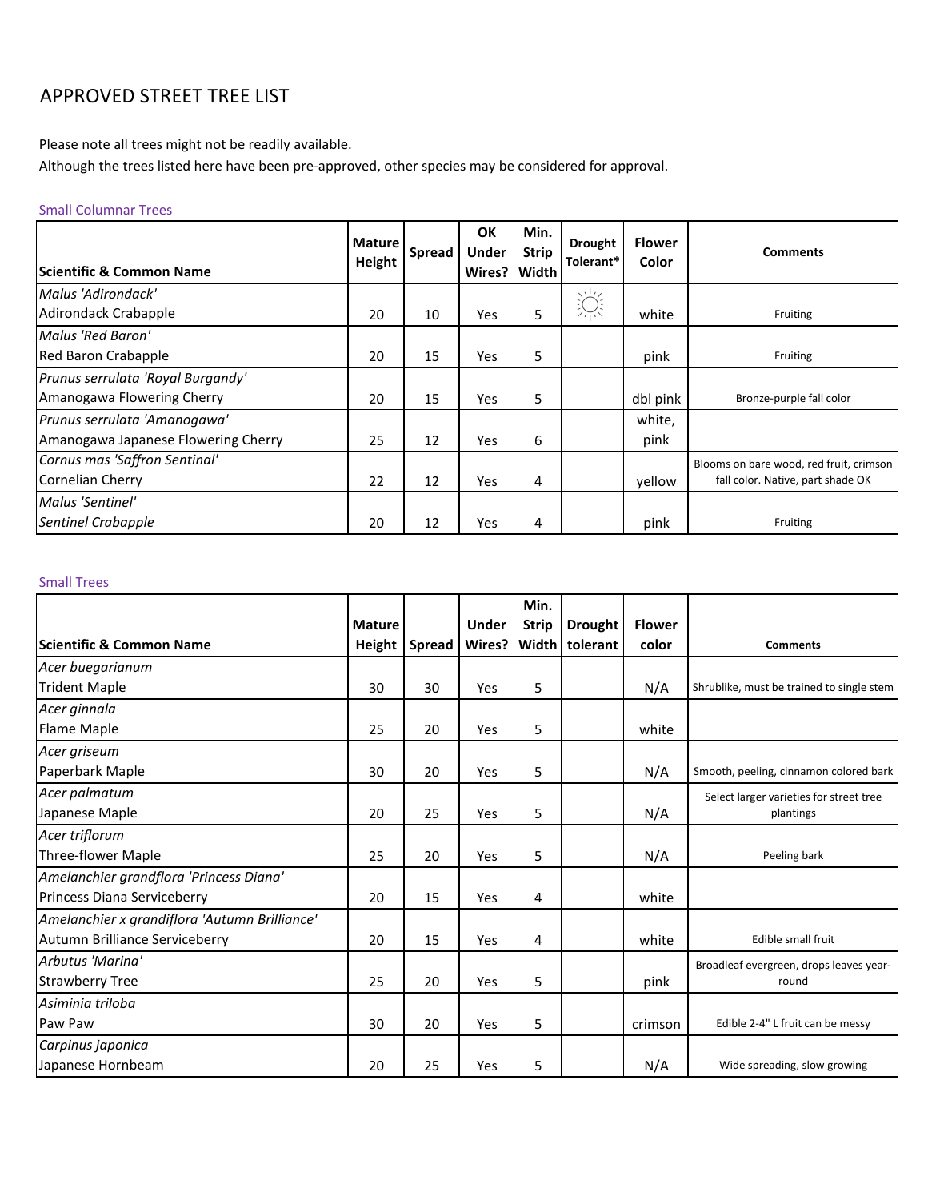# APPROVED STREET TREE LIST

Please note all trees might not be readily available.
Although the trees listed here have been pre-approved, other species may be considered for approval.

## Small Columnar Trees

| Scientific & Common Name | Mature Height | Spread | OK Under Wires? | Min. Strip Width | Drought Tolerant* | Flower Color | Comments |
|---|---|---|---|---|---|---|---|
| *Malus 'Adirondack'* Adirondack Crabapple | 20 | 10 | Yes | 5 | ☼ | white | Fruiting |
| *Malus 'Red Baron'* Red Baron Crabapple | 20 | 15 | Yes | 5 | | pink | Fruiting |
| *Prunus serrulata 'Royal Burgandy'* Amanogawa Flowering Cherry | 20 | 15 | Yes | 5 | | dbl pink | Bronze-purple fall color |
| *Prunus serrulata 'Amanogawa'* Amanogawa Japanese Flowering Cherry | 25 | 12 | Yes | 6 | | white, pink | |
| *Cornus mas 'Saffron Sentinal'* Cornelian Cherry | 22 | 12 | Yes | 4 | | yellow | Blooms on bare wood, red fruit, crimson fall color. Native, part shade OK |
| *Malus 'Sentinel'* *Sentinel Crabapple* | 20 | 12 | Yes | 4 | | pink | Fruiting |

## Small Trees

| Scientific & Common Name | Mature Height | Spread | Under Wires? | Min. Strip Width | Drought tolerant | Flower color | Comments |
|---|---|---|---|---|---|---|---|
| *Acer buegarianum* Trident Maple | 30 | 30 | Yes | 5 | | N/A | Shrublike, must be trained to single stem |
| *Acer ginnala* Flame Maple | 25 | 20 | Yes | 5 | | white | |
| *Acer griseum* Paperbark Maple | 30 | 20 | Yes | 5 | | N/A | Smooth, peeling, cinnamon colored bark |
| *Acer palmatum* Japanese Maple | 20 | 25 | Yes | 5 | | N/A | Select larger varieties for street tree plantings |
| *Acer triflorum* Three-flower Maple | 25 | 20 | Yes | 5 | | N/A | Peeling bark |
| *Amelanchier grandflora 'Princess Diana'* Princess Diana Serviceberry | 20 | 15 | Yes | 4 | | white | |
| *Amelanchier x grandiflora 'Autumn Brilliance'* Autumn Brilliance Serviceberry | 20 | 15 | Yes | 4 | | white | Edible small fruit |
| *Arbutus 'Marina'* Strawberry Tree | 25 | 20 | Yes | 5 | | pink | Broadleaf evergreen, drops leaves year-round |
| *Asiminia triloba* Paw Paw | 30 | 20 | Yes | 5 | | crimson | Edible 2-4" L fruit can be messy |
| *Carpinus japonica* Japanese Hornbeam | 20 | 25 | Yes | 5 | | N/A | Wide spreading, slow growing |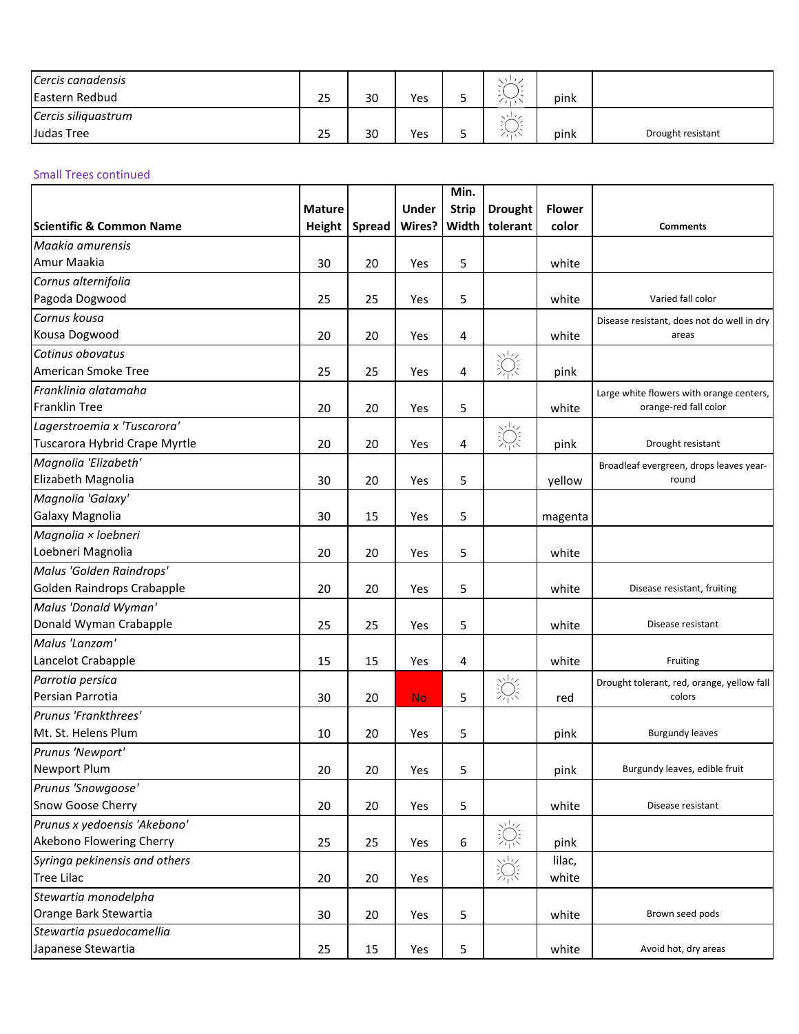| Scientific & Common Name | Mature Height | Spread | Under Wires? | Min. Strip Width | Drought tolerant | Flower color | Comments |
|---|---|---|---|---|---|---|---|
| *Cercis canadensis* Eastern Redbud | 25 | 30 | Yes | 5 | ☼ | pink | |
| *Cercis siliquastrum* Judas Tree | 25 | 30 | Yes | 5 | ☼ | pink | Drought resistant |

Small Trees continued

| Scientific & Common Name | Mature Height | Spread | Under Wires? | Min. Strip Width | Drought tolerant | Flower color | Comments |
|---|---|---|---|---|---|---|---|
| *Maakia amurensis* Amur Maakia | 30 | 20 | Yes | 5 | | white | |
| *Cornus alternifolia* Pagoda Dogwood | 25 | 25 | Yes | 5 | | white | Varied fall color |
| *Cornus kousa* Kousa Dogwood | 20 | 20 | Yes | 4 | | white | Disease resistant, does not do well in dry areas |
| *Cotinus obovatus* American Smoke Tree | 25 | 25 | Yes | 4 | ☼ | pink | |
| *Franklinia alatamaha* Franklin Tree | 20 | 20 | Yes | 5 | | white | Large white flowers with orange centers, orange-red fall color |
| *Lagerstroemia x 'Tuscarora'* Tuscarora Hybrid Crape Myrtle | 20 | 20 | Yes | 4 | ☼ | pink | Drought resistant |
| *Magnolia 'Elizabeth'* Elizabeth Magnolia | 30 | 20 | Yes | 5 | | yellow | Broadleaf evergreen, drops leaves year-round |
| *Magnolia 'Galaxy'* Galaxy Magnolia | 30 | 15 | Yes | 5 | | magenta | |
| *Magnolia × loebneri* Loebneri Magnolia | 20 | 20 | Yes | 5 | | white | |
| *Malus 'Golden Raindrops'* Golden Raindrops Crabapple | 20 | 20 | Yes | 5 | | white | Disease resistant, fruiting |
| *Malus 'Donald Wyman'* Donald Wyman Crabapple | 25 | 25 | Yes | 5 | | white | Disease resistant |
| *Malus 'Lanzam'* Lancelot Crabapple | 15 | 15 | Yes | 4 | | white | Fruiting |
| *Parrotia persica* Persian Parrotia | 30 | 20 | No | 5 | ☼ | red | Drought tolerant, red, orange, yellow fall colors |
| *Prunus 'Frankthrees'* Mt. St. Helens Plum | 10 | 20 | Yes | 5 | | pink | Burgundy leaves |
| *Prunus 'Newport'* Newport Plum | 20 | 20 | Yes | 5 | | pink | Burgundy leaves, edible fruit |
| *Prunus 'Snowgoose'* Snow Goose Cherry | 20 | 20 | Yes | 5 | | white | Disease resistant |
| *Prunus x yedoensis 'Akebono'* Akebono Flowering Cherry | 25 | 25 | Yes | 6 | ☼ | pink | |
| *Syringa pekinensis and others* Tree Lilac | 20 | 20 | Yes | | ☼ | lilac, white | |
| *Stewartia monodelpha* Orange Bark Stewartia | 30 | 20 | Yes | 5 | | white | Brown seed pods |
| *Stewartia psuedocamellia* Japanese Stewartia | 25 | 15 | Yes | 5 | | white | Avoid hot, dry areas |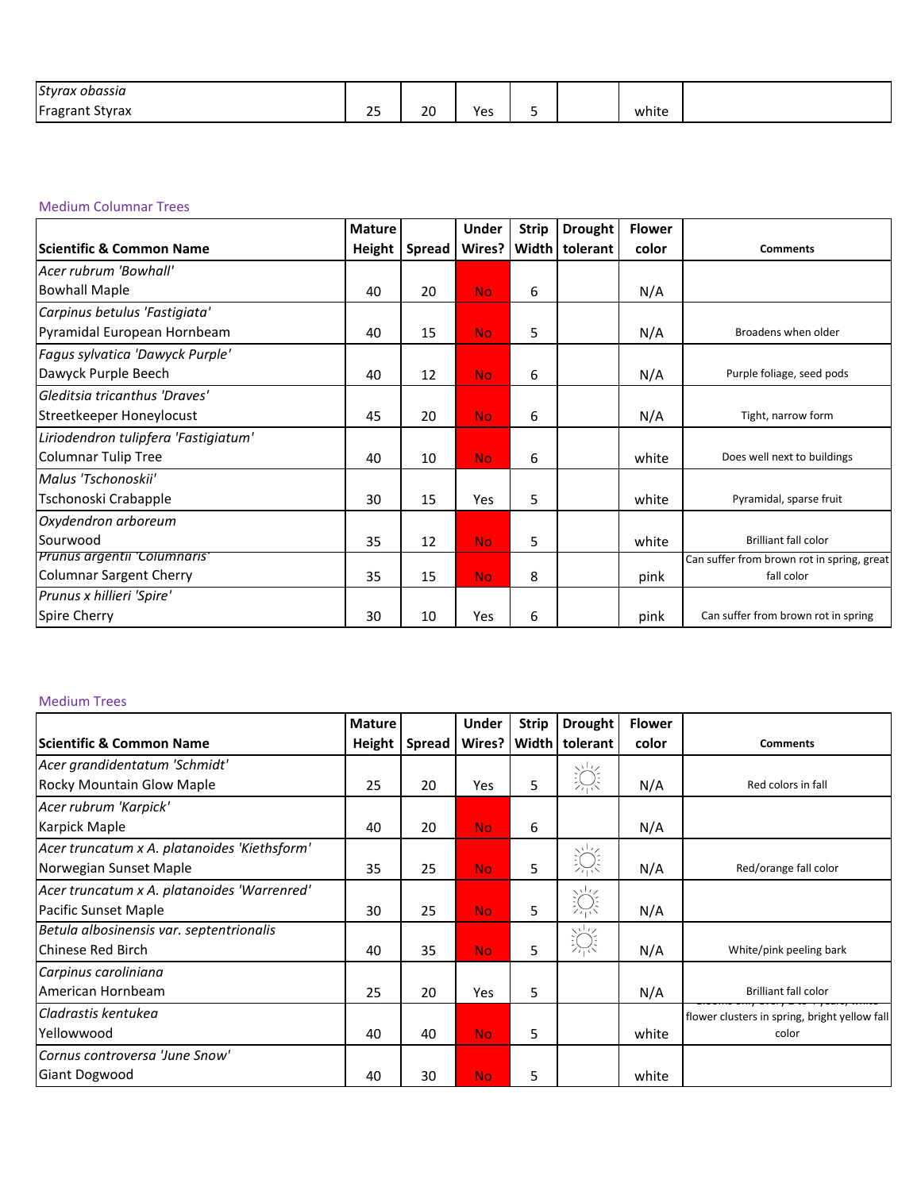| Scientific & Common Name | Mature Height | Spread | Under Wires? | Strip Width | Drought tolerant | Flower color | Comments |
|---|---|---|---|---|---|---|---|
| *Styrax obassia* Fragrant Styrax | 25 | 20 | Yes | 5 | | white | |

### Medium Columnar Trees

| Scientific & Common Name | Mature Height | Spread | Under Wires? | Strip Width | Drought tolerant | Flower color | Comments |
|---|---|---|---|---|---|---|---|
| *Acer rubrum 'Bowhall'* Bowhall Maple | 40 | 20 | No | 6 | | N/A | |
| *Carpinus betulus 'Fastigiata'* Pyramidal European Hornbeam | 40 | 15 | No | 5 | | N/A | Broadens when older |
| *Fagus sylvatica 'Dawyck Purple'* Dawyck Purple Beech | 40 | 12 | No | 6 | | N/A | Purple foliage, seed pods |
| *Gleditsia tricanthus 'Draves'* Streetkeeper Honeylocust | 45 | 20 | No | 6 | | N/A | Tight, narrow form |
| *Liriodendron tulipfera 'Fastigiatum'* Columnar Tulip Tree | 40 | 10 | No | 6 | | white | Does well next to buildings |
| *Malus 'Tschonoskii'* Tschonoski Crabapple | 30 | 15 | Yes | 5 | | white | Pyramidal, sparse fruit |
| *Oxydendron arboreum* Sourwood | 35 | 12 | No | 5 | | white | Brilliant fall color |
| *Prunus argentii 'Columnaris'* Columnar Sargent Cherry | 35 | 15 | No | 8 | | pink | Can suffer from brown rot in spring, great fall color |
| *Prunus x hillieri 'Spire'* Spire Cherry | 30 | 10 | Yes | 6 | | pink | Can suffer from brown rot in spring |

### Medium Trees

| Scientific & Common Name | Mature Height | Spread | Under Wires? | Strip Width | Drought tolerant | Flower color | Comments |
|---|---|---|---|---|---|---|---|
| *Acer grandidentatum 'Schmidt'* Rocky Mountain Glow Maple | 25 | 20 | Yes | 5 | ☼ | N/A | Red colors in fall |
| *Acer rubrum 'Karpick'* Karpick Maple | 40 | 20 | No | 6 | | N/A | |
| *Acer truncatum x A. platanoides 'Kiethsform'* Norwegian Sunset Maple | 35 | 25 | No | 5 | ☼ | N/A | Red/orange fall color |
| *Acer truncatum x A. platanoides 'Warrenred'* Pacific Sunset Maple | 30 | 25 | No | 5 | ☼ | N/A | |
| *Betula albosinensis var. septentrionalis* Chinese Red Birch | 40 | 35 | No | 5 | ☼ | N/A | White/pink peeling bark |
| *Carpinus caroliniana* American Hornbeam | 25 | 20 | Yes | 5 | | N/A | Brilliant fall color |
| *Cladrastis kentukea* Yellowwood | 40 | 40 | No | 5 | | white | Blooms only every 2 to 4 years, white flower clusters in spring, bright yellow fall color |
| *Cornus controversa 'June Snow'* Giant Dogwood | 40 | 30 | No | 5 | | white | |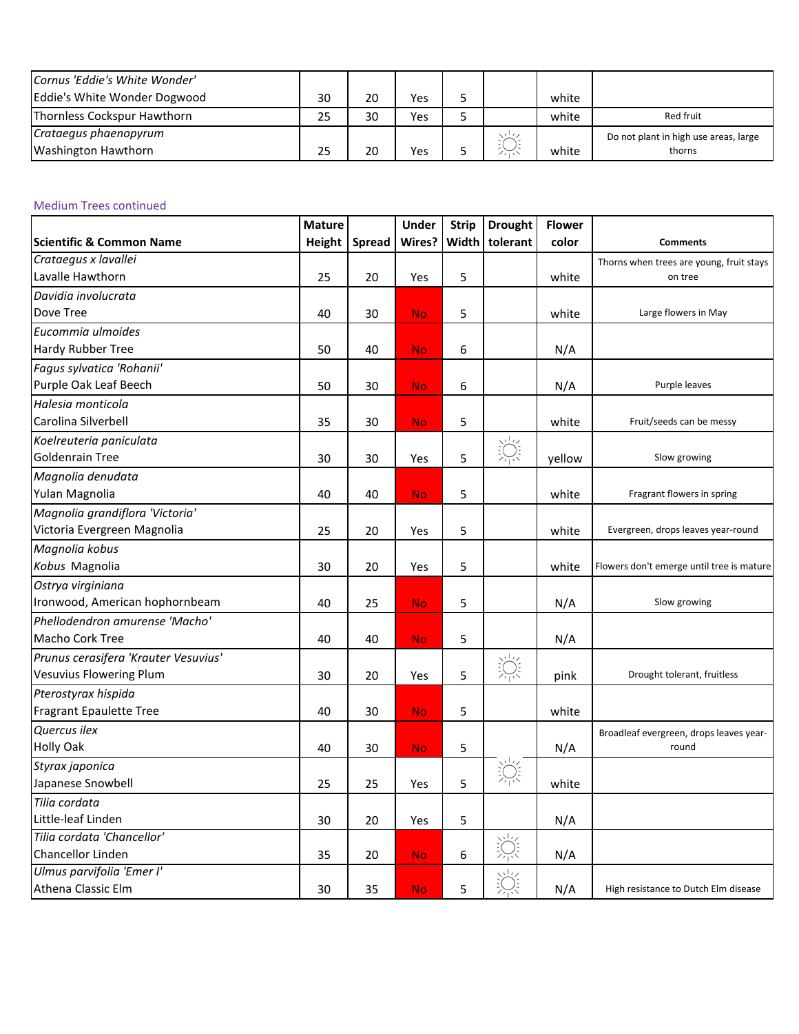| | | | | | | | |
|---|---|---|---|---|---|---|---|
| *Cornus 'Eddie's White Wonder'*<br>Eddie's White Wonder Dogwood | 30 | 20 | Yes | 5 | | white | |
| Thornless Cockspur Hawthorn | 25 | 30 | Yes | 5 | | white | Red fruit |
| *Crataegus phaenopyrum*<br>Washington Hawthorn | 25 | 20 | Yes | 5 | ☼ | white | Do not plant in high use areas, large thorns |

Medium Trees continued

| Scientific & Common Name | Mature Height | Spread | Under Wires? | Strip Width | Drought tolerant | Flower color | Comments |
|---|---|---|---|---|---|---|---|
| *Crataegus x lavallei*<br>Lavalle Hawthorn | 25 | 20 | Yes | 5 | | white | Thorns when trees are young, fruit stays on tree |
| *Davidia involucrata*<br>Dove Tree | 40 | 30 | No | 5 | | white | Large flowers in May |
| *Eucommia ulmoides*<br>Hardy Rubber Tree | 50 | 40 | No | 6 | | N/A | |
| *Fagus sylvatica 'Rohanii'*<br>Purple Oak Leaf Beech | 50 | 30 | No | 6 | | N/A | Purple leaves |
| *Halesia monticola*<br>Carolina Silverbell | 35 | 30 | No | 5 | | white | Fruit/seeds can be messy |
| *Koelreuteria paniculata*<br>Goldenrain Tree | 30 | 30 | Yes | 5 | ☼ | yellow | Slow growing |
| *Magnolia denudata*<br>Yulan Magnolia | 40 | 40 | No | 5 | | white | Fragrant flowers in spring |
| *Magnolia grandiflora 'Victoria'*<br>Victoria Evergreen Magnolia | 25 | 20 | Yes | 5 | | white | Evergreen, drops leaves year-round |
| *Magnolia kobus*<br>*Kobus* Magnolia | 30 | 20 | Yes | 5 | | white | Flowers don't emerge until tree is mature |
| *Ostrya virginiana*<br>Ironwood, American hophornbeam | 40 | 25 | No | 5 | | N/A | Slow growing |
| *Phellodendron amurense 'Macho'*<br>Macho Cork Tree | 40 | 40 | No | 5 | | N/A | |
| *Prunus cerasifera 'Krauter Vesuvius'*<br>Vesuvius Flowering Plum | 30 | 20 | Yes | 5 | ☼ | pink | Drought tolerant, fruitless |
| *Pterostyrax hispida*<br>Fragrant Epaulette Tree | 40 | 30 | No | 5 | | white | |
| *Quercus ilex*<br>Holly Oak | 40 | 30 | No | 5 | | N/A | Broadleaf evergreen, drops leaves year-round |
| *Styrax japonica*<br>Japanese Snowbell | 25 | 25 | Yes | 5 | ☼ | white | |
| *Tilia cordata*<br>Little-leaf Linden | 30 | 20 | Yes | 5 | | N/A | |
| *Tilia cordata 'Chancellor'*<br>Chancellor Linden | 35 | 20 | No | 6 | ☼ | N/A | |
| *Ulmus parvifolia 'Emer I'*<br>Athena Classic Elm | 30 | 35 | No | 5 | ☼ | N/A | High resistance to Dutch Elm disease |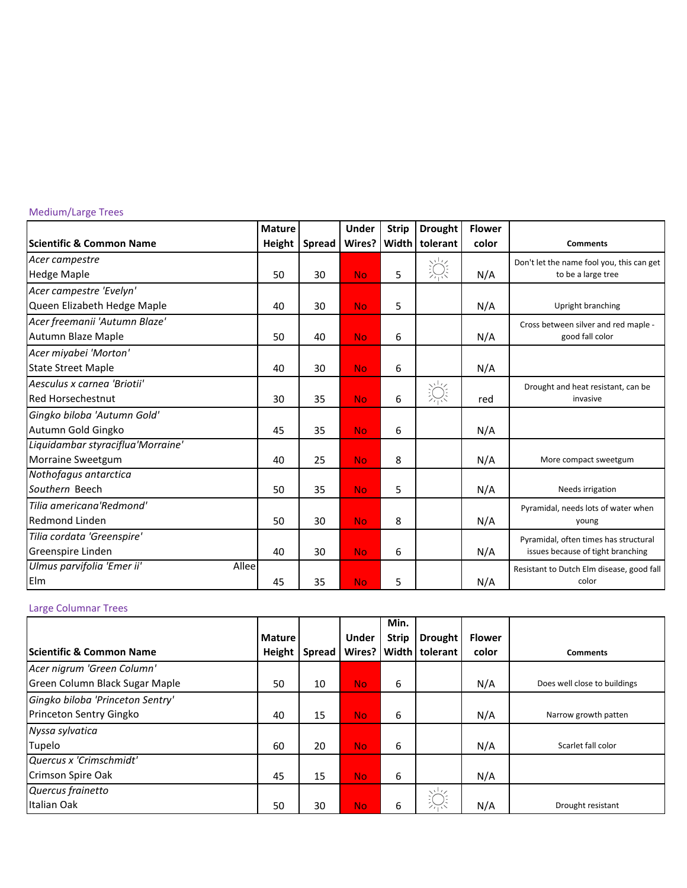Medium/Large Trees

| Scientific & Common Name | Mature Height | Spread | Under Wires? | Strip Width | Drought tolerant | Flower color | Comments |
|---|---|---|---|---|---|---|---|
| *Acer campestre* Hedge Maple | 50 | 30 | No | 5 | ☼ | N/A | Don't let the name fool you, this can get to be a large tree |
| *Acer campestre 'Evelyn'* Queen Elizabeth Hedge Maple | 40 | 30 | No | 5 | | N/A | Upright branching |
| *Acer freemanii 'Autumn Blaze'* Autumn Blaze Maple | 50 | 40 | No | 6 | | N/A | Cross between silver and red maple - good fall color |
| *Acer miyabei 'Morton'* State Street Maple | 40 | 30 | No | 6 | | N/A | |
| *Aesculus x carnea 'Briotii'* Red Horsechestnut | 30 | 35 | No | 6 | ☼ | red | Drought and heat resistant, can be invasive |
| *Gingko biloba 'Autumn Gold'* Autumn Gold Gingko | 45 | 35 | No | 6 | | N/A | |
| *Liquidambar styraciflua'Morraine'* Morraine Sweetgum | 40 | 25 | No | 8 | | N/A | More compact sweetgum |
| *Nothofagus antarctica* Southern Beech | 50 | 35 | No | 5 | | N/A | Needs irrigation |
| *Tilia americana'Redmond'* Redmond Linden | 50 | 30 | No | 8 | | N/A | Pyramidal, needs lots of water when young |
| *Tilia cordata 'Greenspire'* Greenspire Linden | 40 | 30 | No | 6 | | N/A | Pyramidal, often times has structural issues because of tight branching |
| *Ulmus parvifolia 'Emer ii'* Allee Elm | 45 | 35 | No | 5 | | N/A | Resistant to Dutch Elm disease, good fall color |

Large Columnar Trees

| Scientific & Common Name | Mature Height | Spread | Under Wires? | Min. Strip Width | Drought tolerant | Flower color | Comments |
|---|---|---|---|---|---|---|---|
| *Acer nigrum 'Green Column'* Green Column Black Sugar Maple | 50 | 10 | No | 6 | | N/A | Does well close to buildings |
| *Gingko biloba 'Princeton Sentry'* Princeton Sentry Gingko | 40 | 15 | No | 6 | | N/A | Narrow growth patten |
| *Nyssa sylvatica* Tupelo | 60 | 20 | No | 6 | | N/A | Scarlet fall color |
| *Quercus x 'Crimschmidt'* Crimson Spire Oak | 45 | 15 | No | 6 | | N/A | |
| *Quercus frainetto* Italian Oak | 50 | 30 | No | 6 | ☼ | N/A | Drought resistant |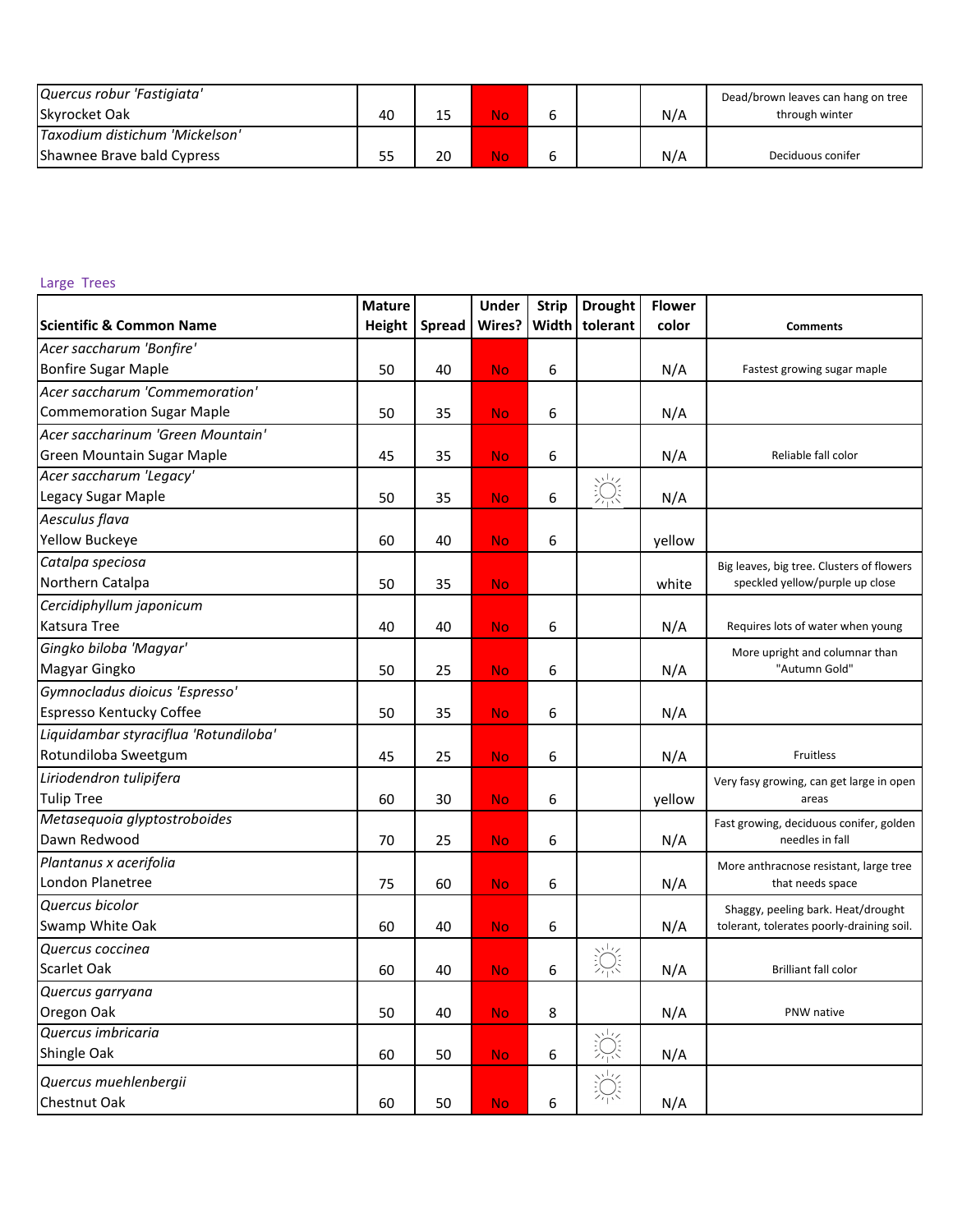| | | | | | | | |
|---|---|---|---|---|---|---|---|
| *Quercus robur 'Fastigiata'* Skyrocket Oak | 40 | 15 | No | 6 | | N/A | Dead/brown leaves can hang on tree through winter |
| *Taxodium distichum 'Mickelson'* Shawnee Brave bald Cypress | 55 | 20 | No | 6 | | N/A | Deciduous conifer |

## Large Trees

| Scientific & Common Name | Mature Height | Spread | Under Wires? | Strip Width | Drought tolerant | Flower color | Comments |
|---|---|---|---|---|---|---|---|
| *Acer saccharum 'Bonfire'* Bonfire Sugar Maple | 50 | 40 | No | 6 | | N/A | Fastest growing sugar maple |
| *Acer saccharum 'Commemoration'* Commemoration Sugar Maple | 50 | 35 | No | 6 | | N/A | |
| *Acer saccharinum 'Green Mountain'* Green Mountain Sugar Maple | 45 | 35 | No | 6 | | N/A | Reliable fall color |
| *Acer saccharum 'Legacy'* Legacy Sugar Maple | 50 | 35 | No | 6 | ☼ | N/A | |
| *Aesculus flava* Yellow Buckeye | 60 | 40 | No | 6 | | yellow | |
| *Catalpa speciosa* Northern Catalpa | 50 | 35 | No | | | white | Big leaves, big tree. Clusters of flowers speckled yellow/purple up close |
| *Cercidiphyllum japonicum* Katsura Tree | 40 | 40 | No | 6 | | N/A | Requires lots of water when young |
| *Gingko biloba 'Magyar'* Magyar Gingko | 50 | 25 | No | 6 | | N/A | More upright and columnar than "Autumn Gold" |
| *Gymnocladus dioicus 'Espresso'* Espresso Kentucky Coffee | 50 | 35 | No | 6 | | N/A | |
| *Liquidambar styraciflua 'Rotundiloba'* Rotundiloba Sweetgum | 45 | 25 | No | 6 | | N/A | Fruitless |
| *Liriodendron tulipifera* Tulip Tree | 60 | 30 | No | 6 | | yellow | Very fasy growing, can get large in open areas |
| *Metasequoia glyptostroboides* Dawn Redwood | 70 | 25 | No | 6 | | N/A | Fast growing, deciduous conifer, golden needles in fall |
| *Plantanus x acerifolia* London Planetree | 75 | 60 | No | 6 | | N/A | More anthracnose resistant, large tree that needs space |
| *Quercus bicolor* Swamp White Oak | 60 | 40 | No | 6 | | N/A | Shaggy, peeling bark. Heat/drought tolerant, tolerates poorly-draining soil. |
| *Quercus coccinea* Scarlet Oak | 60 | 40 | No | 6 | ☼ | N/A | Brilliant fall color |
| *Quercus garryana* Oregon Oak | 50 | 40 | No | 8 | | N/A | PNW native |
| *Quercus imbricaria* Shingle Oak | 60 | 50 | No | 6 | ☼ | N/A | |
| *Quercus muehlenbergii* Chestnut Oak | 60 | 50 | No | 6 | ☼ | N/A | |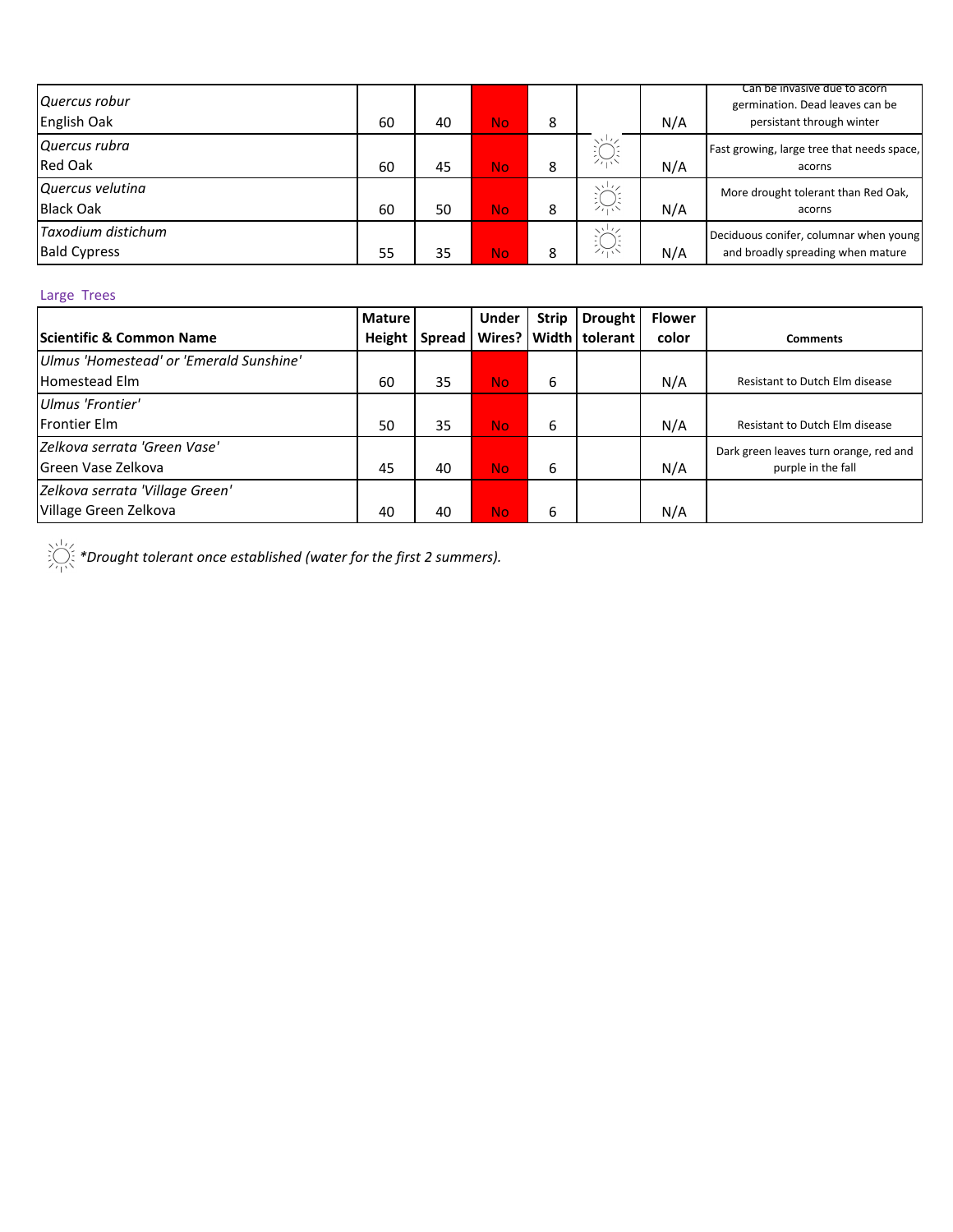| | | | | | | | |
|---|---|---|---|---|---|---|---|
| *Quercus robur*<br>English Oak | 60 | 40 | No | 8 | | N/A | Can be invasive due to acorn germination. Dead leaves can be persistant through winter |
| *Quercus rubra*<br>Red Oak | 60 | 45 | No | 8 | ☼ | N/A | Fast growing, large tree that needs space, acorns |
| *Quercus velutina*<br>Black Oak | 60 | 50 | No | 8 | ☼ | N/A | More drought tolerant than Red Oak, acorns |
| *Taxodium distichum*<br>Bald Cypress | 55 | 35 | No | 8 | ☼ | N/A | Deciduous conifer, columnar when young and broadly spreading when mature |

Large Trees

| Scientific & Common Name | Mature Height | Spread | Under Wires? | Strip Width | Drought tolerant | Flower color | Comments |
|---|---|---|---|---|---|---|---|
| *Ulmus 'Homestead' or 'Emerald Sunshine'*<br>Homestead Elm | 60 | 35 | No | 6 | | N/A | Resistant to Dutch Elm disease |
| *Ulmus 'Frontier'*<br>Frontier Elm | 50 | 35 | No | 6 | | N/A | Resistant to Dutch Elm disease |
| *Zelkova serrata 'Green Vase'*<br>Green Vase Zelkova | 45 | 40 | No | 6 | | N/A | Dark green leaves turn orange, red and purple in the fall |
| *Zelkova serrata 'Village Green'*<br>Village Green Zelkova | 40 | 40 | No | 6 | | N/A | |

☼ **Drought tolerant once established (water for the first 2 summers).*